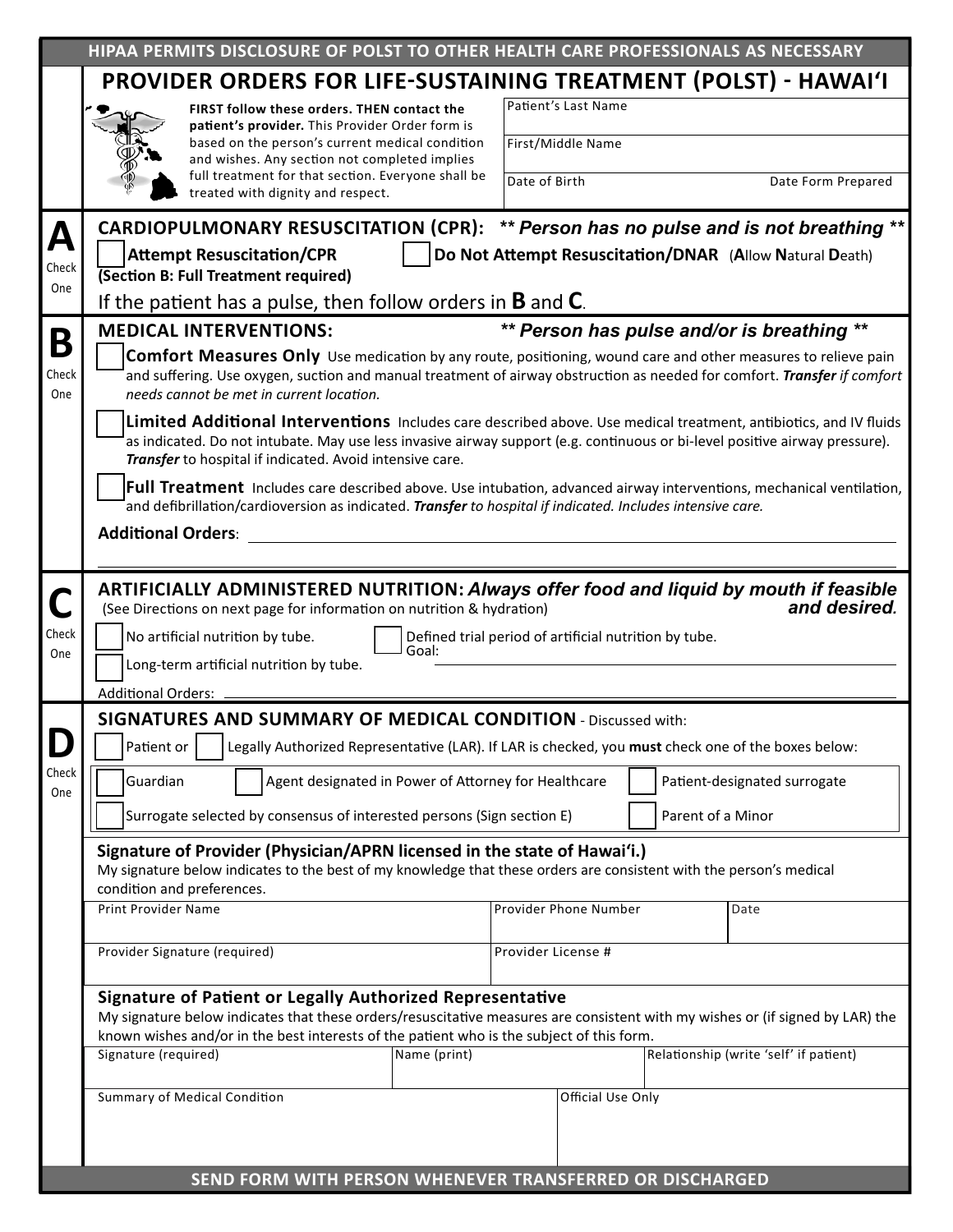HIPAA PERMITS DISCLOSURE OF POLST TO OTHER HEALTH CARE PROFESSIONALS AS NECESSARY

# PROVIDER ORDERS FOR LIFE-SUSTAINING TREATMENT (POLST) - HAWAIʻI

**FIRST follow these orders. THEN contact the patient's provider.** This Provider Order form is based on the person's current medical condition and wishes. Any section not completed implies full treatment for that section. Everyone shall be treated with dignity and respect.

| Patient's Last Name | |
|---|---|
| First/Middle Name | |
| Date of Birth | Date Form Prepared |

## A — Check One

**CARDIOPULMONARY RESUSCITATION (CPR):** ***\*\* Person has no pulse and is not breathing \*\****

☐ **Attempt Resuscitation/CPR** **(Section B: Full Treatment required)**

☐ **Do Not Attempt Resuscitation/DNAR** (**A**llow **N**atural **D**eath)

If the patient has a pulse, then follow orders in **B** and **C**.

## B — Check One

**MEDICAL INTERVENTIONS:** ***\*\* Person has pulse and/or is breathing \*\****

☐ **Comfort Measures Only** Use medication by any route, positioning, wound care and other measures to relieve pain and suffering. Use oxygen, suction and manual treatment of airway obstruction as needed for comfort. ***Transfer*** *if comfort needs cannot be met in current location.*

☐ **Limited Additional Interventions** Includes care described above. Use medical treatment, antibiotics, and IV fluids as indicated. Do not intubate. May use less invasive airway support (e.g. continuous or bi-level positive airway pressure). ***Transfer*** to hospital if indicated. Avoid intensive care.

☐ **Full Treatment** Includes care described above. Use intubation, advanced airway interventions, mechanical ventilation, and defibrillation/cardioversion as indicated. ***Transfer*** *to hospital if indicated. Includes intensive care.*

**Additional Orders**: ______________________________

## C — Check One

**ARTIFICIALLY ADMINISTERED NUTRITION:** ***Always offer food and liquid by mouth if feasible and desired.***

(See Directions on next page for information on nutrition & hydration)

☐ No artificial nutrition by tube.

☐ Defined trial period of artificial nutrition by tube. Goal: ______________________________

☐ Long-term artificial nutrition by tube.

Additional Orders: ______________________________

## D — Check One

**SIGNATURES AND SUMMARY OF MEDICAL CONDITION** - Discussed with:

☐ Patient or ☐ Legally Authorized Representative (LAR). If LAR is checked, you **must** check one of the boxes below:

☐ Guardian ☐ Agent designated in Power of Attorney for Healthcare ☐ Patient-designated surrogate

☐ Surrogate selected by consensus of interested persons (Sign section E) ☐ Parent of a Minor

**Signature of Provider (Physician/APRN licensed in the state of Hawaiʻi.)**

My signature below indicates to the best of my knowledge that these orders are consistent with the person's medical condition and preferences.

| Print Provider Name | Provider Phone Number | Date |
|---|---|---|
| Provider Signature (required) | Provider License # | |

**Signature of Patient or Legally Authorized Representative**

My signature below indicates that these orders/resuscitative measures are consistent with my wishes or (if signed by LAR) the known wishes and/or in the best interests of the patient who is the subject of this form.

| Signature (required) | Name (print) | Relationship (write 'self' if patient) |
|---|---|---|

| Summary of Medical Condition | Official Use Only |
|---|---|

SEND FORM WITH PERSON WHENEVER TRANSFERRED OR DISCHARGED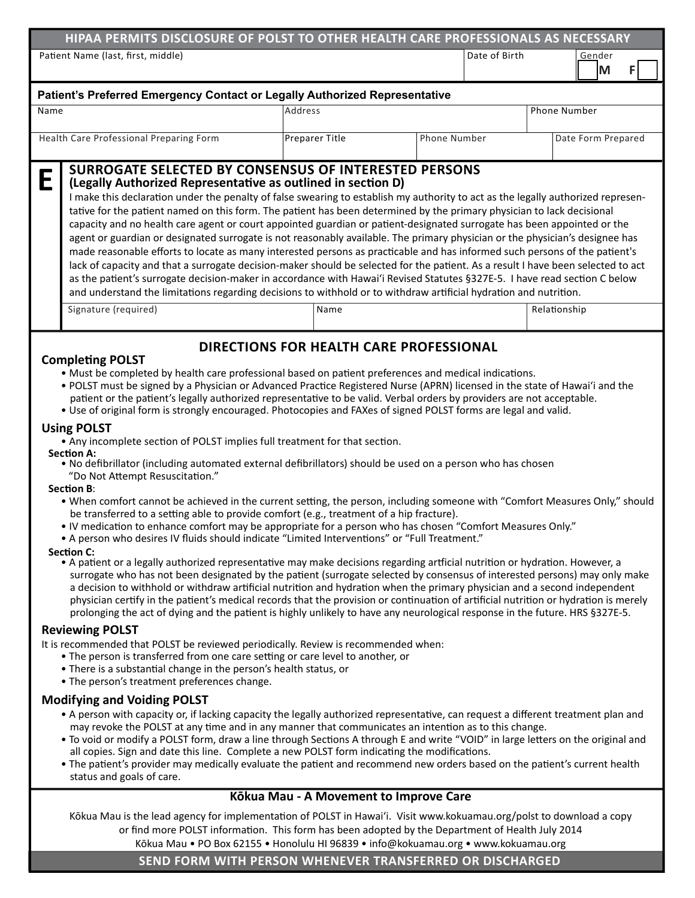**HIPAA PERMITS DISCLOSURE OF POLST TO OTHER HEALTH CARE PROFESSIONALS AS NECESSARY**

| Patient Name (last, first, middle) | Date of Birth | Gender M F |
|---|---|---|
| | | |

**Patient's Preferred Emergency Contact or Legally Authorized Representative**

| Name | Address | Phone Number |
|---|---|---|
| | | |

| Health Care Professional Preparing Form | Preparer Title | Phone Number | Date Form Prepared |
|---|---|---|---|
| | | | |

## E SURROGATE SELECTED BY CONSENSUS OF INTERESTED PERSONS

**(Legally Authorized Representative as outlined in section D)**

I make this declaration under the penalty of false swearing to establish my authority to act as the legally authorized representative for the patient named on this form. The patient has been determined by the primary physician to lack decisional capacity and no health care agent or court appointed guardian or patient-designated surrogate has been appointed or the agent or guardian or designated surrogate is not reasonably available. The primary physician or the physician's designee has made reasonable efforts to locate as many interested persons as practicable and has informed such persons of the patient's lack of capacity and that a surrogate decision-maker should be selected for the patient. As a result I have been selected to act as the patient's surrogate decision-maker in accordance with Hawai'i Revised Statutes §327E-5. I have read section C below and understand the limitations regarding decisions to withhold or to withdraw artificial hydration and nutrition.

| Signature (required) | Name | Relationship |
|---|---|---|
| | | |

## DIRECTIONS FOR HEALTH CARE PROFESSIONAL

### Completing POLST

- Must be completed by health care professional based on patient preferences and medical indications.
- POLST must be signed by a Physician or Advanced Practice Registered Nurse (APRN) licensed in the state of Hawai'i and the patient or the patient's legally authorized representative to be valid. Verbal orders by providers are not acceptable.
- Use of original form is strongly encouraged. Photocopies and FAXes of signed POLST forms are legal and valid.

### Using POLST

- Any incomplete section of POLST implies full treatment for that section.

**Section A:**

- No defibrillator (including automated external defibrillators) should be used on a person who has chosen "Do Not Attempt Resuscitation."

**Section B:**

- When comfort cannot be achieved in the current setting, the person, including someone with "Comfort Measures Only," should be transferred to a setting able to provide comfort (e.g., treatment of a hip fracture).
- IV medication to enhance comfort may be appropriate for a person who has chosen "Comfort Measures Only."
- A person who desires IV fluids should indicate "Limited Interventions" or "Full Treatment."

**Section C:**

- A patient or a legally authorized representative may make decisions regarding artficial nutrition or hydration. However, a surrogate who has not been designated by the patient (surrogate selected by consensus of interested persons) may only make a decision to withhold or withdraw artificial nutrition and hydration when the primary physician and a second independent physician certify in the patient's medical records that the provision or continuation of artificial nutrition or hydration is merely prolonging the act of dying and the patient is highly unlikely to have any neurological response in the future. HRS §327E-5.

### Reviewing POLST

It is recommended that POLST be reviewed periodically. Review is recommended when:

- The person is transferred from one care setting or care level to another, or
- There is a substantial change in the person's health status, or
- The person's treatment preferences change.

### Modifying and Voiding POLST

- A person with capacity or, if lacking capacity the legally authorized representative, can request a different treatment plan and may revoke the POLST at any time and in any manner that communicates an intention as to this change.
- To void or modify a POLST form, draw a line through Sections A through E and write "VOID" in large letters on the original and all copies. Sign and date this line. Complete a new POLST form indicating the modifications.
- The patient's provider may medically evaluate the patient and recommend new orders based on the patient's current health status and goals of care.

**Kōkua Mau - A Movement to Improve Care**

Kōkua Mau is the lead agency for implementation of POLST in Hawai'i. Visit www.kokuamau.org/polst to download a copy or find more POLST information. This form has been adopted by the Department of Health July 2014

Kōkua Mau • PO Box 62155 • Honolulu HI 96839 • info@kokuamau.org • www.kokuamau.org

**SEND FORM WITH PERSON WHENEVER TRANSFERRED OR DISCHARGED**